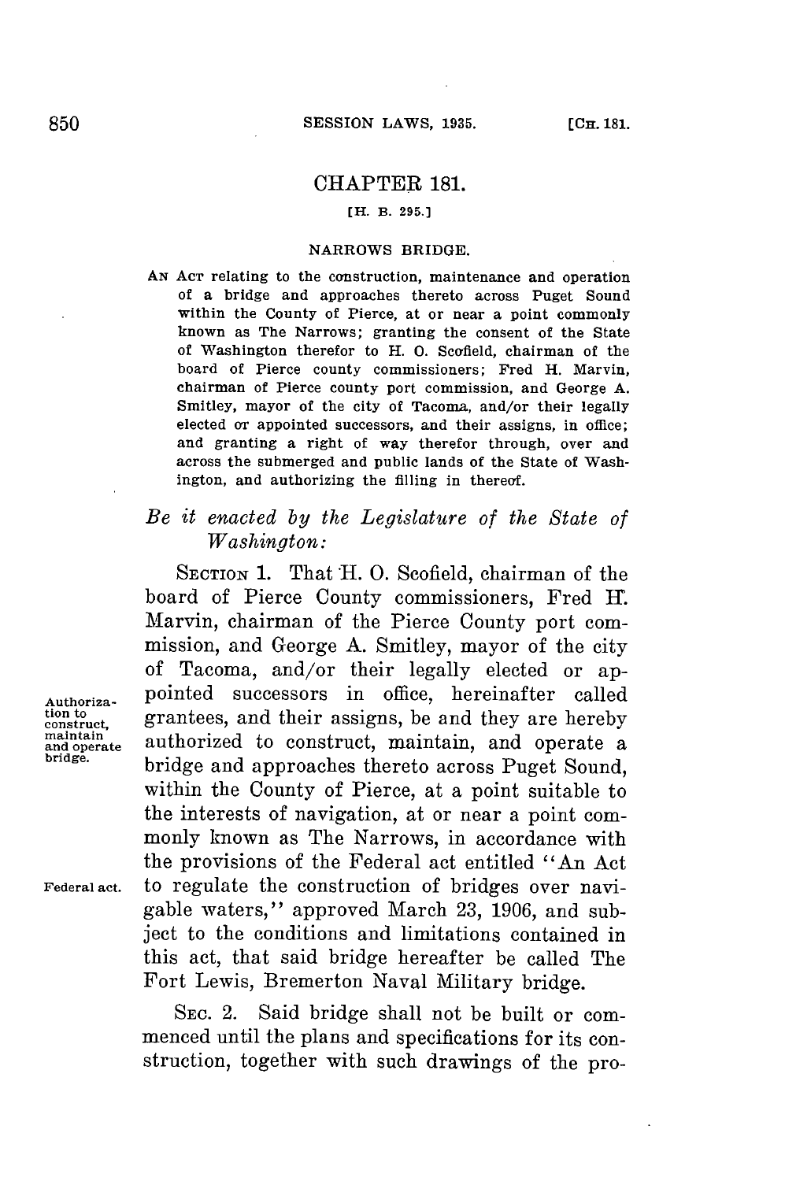# CHAPTER 181.

[H. B. 295.]

## NARROWS BRIDGE.

AN ACT relating to the construction, maintenance and operation of a bridge and approaches thereto across Puget Sound within the County of Pierce, at or near a point commonly known as The Narrows; granting the consent of the State of Washington therefor to H. O. Scofield, chairman of the board of Pierce county commissioners; Fred H. Marvin, chairman of Pierce county port commission, and George A. Smitley, mayor of the city of Tacoma, and/or their legally elected or appointed successors, and their assigns, in office; and granting a right of way therefor through, over and across the submerged and public lands of the State of Washington, and authorizing the filling in thereof.

*Be it enacted by the Legislature of the State of Washington:*

SECTION 1. That H. O. Scofield, chairman of the board of Pierce County commissioners, Fred H. Marvin, chairman of the Pierce County port commission, and George A. Smitley, mayor of the city of Tacoma, and/or their legally elected or appointed successors in office, hereinafter called grantees, and their assigns, be and they are hereby authorized to construct, maintain, and operate a bridge and approaches thereto across Puget Sound, within the County of Pierce, at a point suitable to the interests of navigation, at or near a point commonly known as The Narrows, in accordance with the provisions of the Federal act entitled "An Act to regulate the construction of bridges over navigable waters," approved March 23, 1906, and subject to the conditions and limitations contained in this act, that said bridge hereafter be called The Fort Lewis, Bremerton Naval Military bridge.

Authorization to construct, maintain and operate bridge.

Federal act.

SEC. 2. Said bridge shall not be built or commenced until the plans and specifications for its construction, together with such drawings of the pro-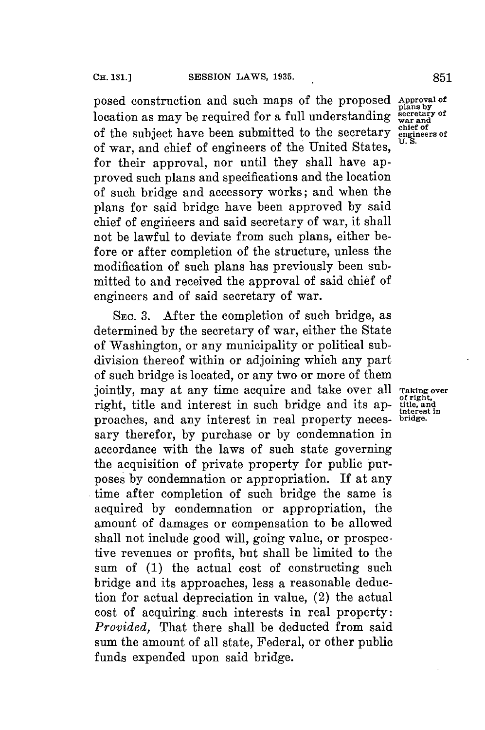posed construction and such maps of the proposed location as may be required for a full understanding of the subject have been submitted to the secretary of war, and chief of engineers of the United States, for their approval, nor until they shall have approved such plans and specifications and the location of such bridge and accessory works; and when the plans for said bridge have been approved by said chief of engineers and said secretary of war, it shall not be lawful to deviate from such plans, either before or after completion of the structure, unless the modification of such plans has previously been submitted to and received the approval of said chief of engineers and of said secretary of war.

Approval of plans by secretary of war and chief of engineers of U. S.

SEC. 3. After the completion of such bridge, as determined by the secretary of war, either the State of Washington, or any municipality or political subdivision thereof within or adjoining which any part of such bridge is located, or any two or more of them jointly, may at any time acquire and take over all right, title and interest in such bridge and its approaches, and any interest in real property necessary therefor, by purchase or by condemnation in accordance with the laws of such state governing the acquisition of private property for public purposes by condemnation or appropriation. If at any time after completion of such bridge the same is acquired by condemnation or appropriation, the amount of damages or compensation to be allowed shall not include good will, going value, or prospective revenues or profits, but shall be limited to the sum of (1) the actual cost of constructing such bridge and its approaches, less a reasonable deduction for actual depreciation in value, (2) the actual cost of acquiring such interests in real property: *Provided,* That there shall be deducted from said sum the amount of all state, Federal, or other public funds expended upon said bridge.

Taking over of right, title, and interest in bridge.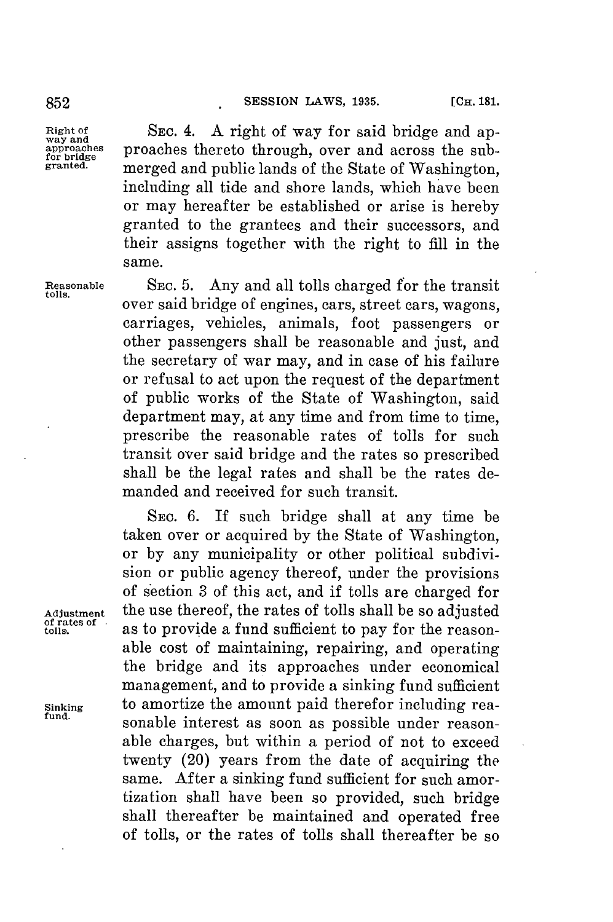Right of way and approaches for bridge granted.

SEC. 4. A right of way for said bridge and approaches thereto through, over and across the submerged and public lands of the State of Washington, including all tide and shore lands, which have been or may hereafter be established or arise is hereby granted to the grantees and their successors, and their assigns together with the right to fill in the same.

Reasonable tolls.

SEC. 5. Any and all tolls charged for the transit over said bridge of engines, cars, street cars, wagons, carriages, vehicles, animals, foot passengers or other passengers shall be reasonable and just, and the secretary of war may, and in case of his failure or refusal to act upon the request of the department of public works of the State of Washington, said department may, at any time and from time to time, prescribe the reasonable rates of tolls for such transit over said bridge and the rates so prescribed shall be the legal rates and shall be the rates demanded and received for such transit.

Adjustment of rates of tolls.

Sinking fund.

SEC. 6. If such bridge shall at any time be taken over or acquired by the State of Washington, or by any municipality or other political subdivision or public agency thereof, under the provisions of section 3 of this act, and if tolls are charged for the use thereof, the rates of tolls shall be so adjusted as to provide a fund sufficient to pay for the reasonable cost of maintaining, repairing, and operating the bridge and its approaches under economical management, and to provide a sinking fund sufficient to amortize the amount paid therefor including reasonable interest as soon as possible under reasonable charges, but within a period of not to exceed twenty (20) years from the date of acquiring the same. After a sinking fund sufficient for such amortization shall have been so provided, such bridge shall thereafter be maintained and operated free of tolls, or the rates of tolls shall thereafter be so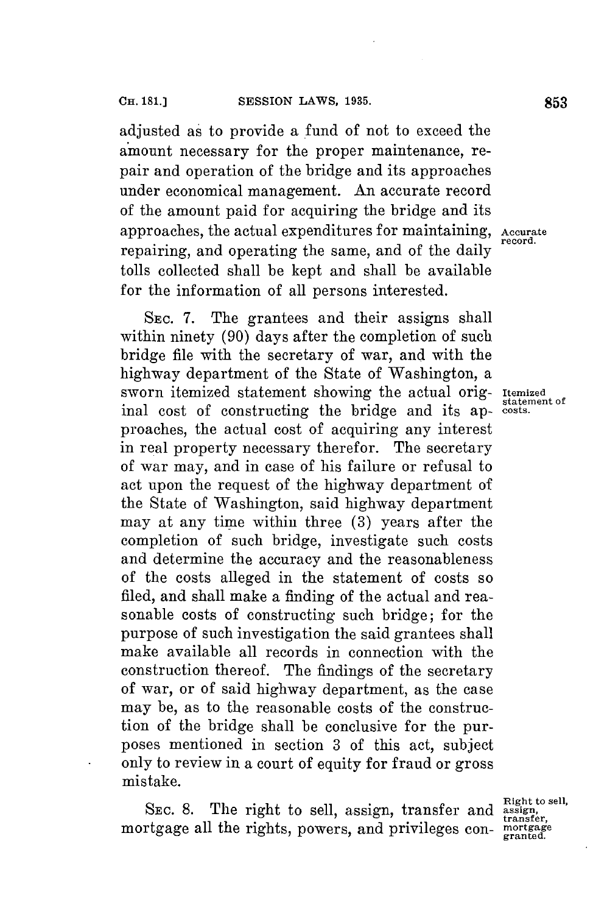adjusted as to provide a fund of not to exceed the amount necessary for the proper maintenance, repair and operation of the bridge and its approaches under economical management. An accurate record of the amount paid for acquiring the bridge and its approaches, the actual expenditures for maintaining, repairing, and operating the same, and of the daily tolls collected shall be kept and shall be available for the information of all persons interested.

Accurate record.

SEC. 7. The grantees and their assigns shall within ninety (90) days after the completion of such bridge file with the secretary of war, and with the highway department of the State of Washington, a sworn itemized statement showing the actual original cost of constructing the bridge and its approaches, the actual cost of acquiring any interest in real property necessary therefor. The secretary of war may, and in case of his failure or refusal to act upon the request of the highway department of the State of Washington, said highway department may at any time within three (3) years after the completion of such bridge, investigate such costs and determine the accuracy and the reasonableness of the costs alleged in the statement of costs so filed, and shall make a finding of the actual and reasonable costs of constructing such bridge; for the purpose of such investigation the said grantees shall make available all records in connection with the construction thereof. The findings of the secretary of war, or of said highway department, as the case may be, as to the reasonable costs of the construction of the bridge shall be conclusive for the purposes mentioned in section 3 of this act, subject only to review in a court of equity for fraud or gross mistake.

Itemized statement of costs.

SEC. 8. The right to sell, assign, transfer and mortgage all the rights, powers, and privileges con-

Right to sell, assign, transfer, mortgage granted.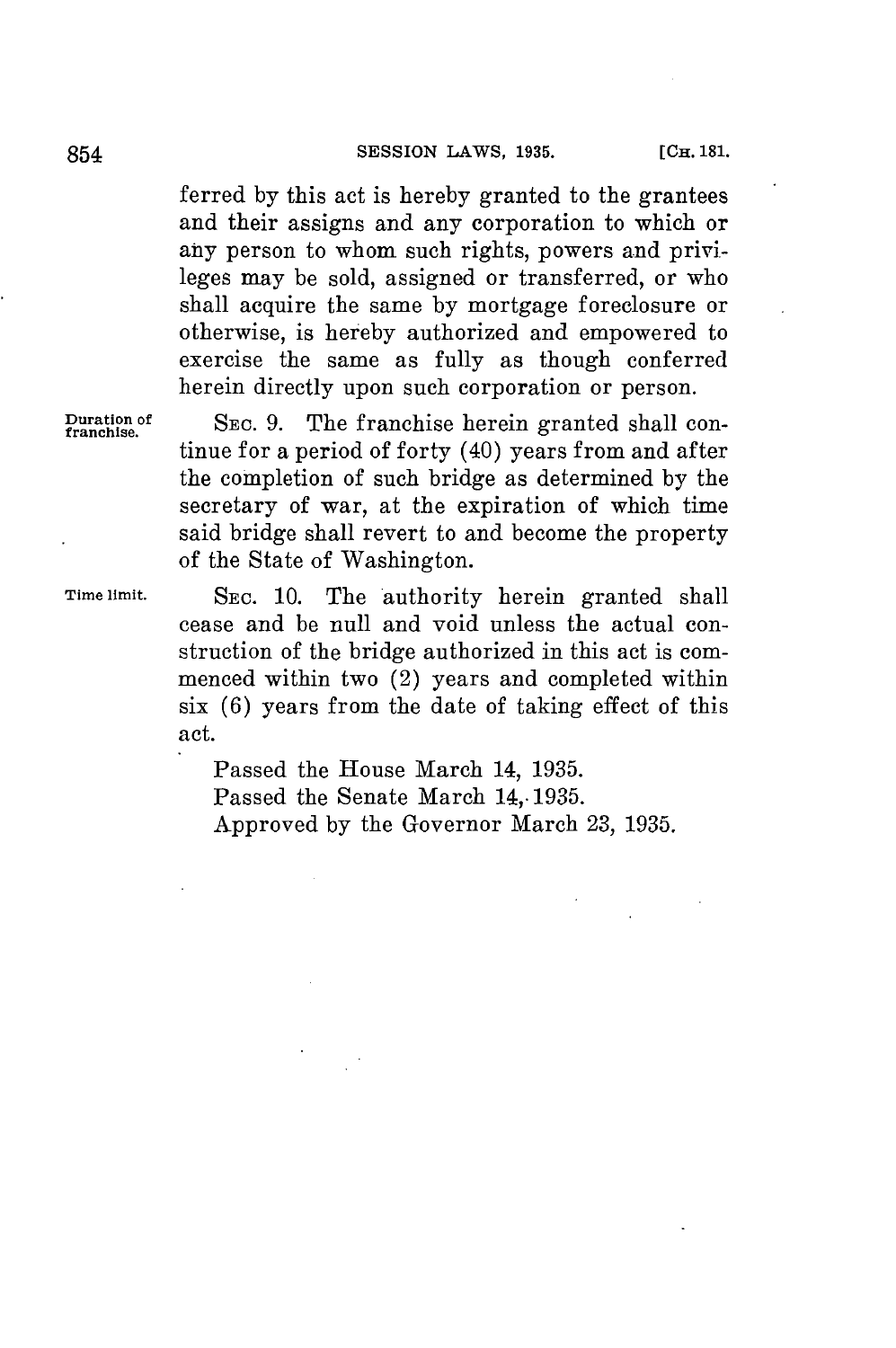ferred by this act is hereby granted to the grantees and their assigns and any corporation to which or any person to whom such rights, powers and privileges may be sold, assigned or transferred, or who shall acquire the same by mortgage foreclosure or otherwise, is hereby authorized and empowered to exercise the same as fully as though conferred herein directly upon such corporation or person.

Duration of franchise.

SEC. 9. The franchise herein granted shall continue for a period of forty (40) years from and after the completion of such bridge as determined by the secretary of war, at the expiration of which time said bridge shall revert to and become the property of the State of Washington.

Time limit.

SEC. 10. The authority herein granted shall cease and be null and void unless the actual construction of the bridge authorized in this act is commenced within two (2) years and completed within six (6) years from the date of taking effect of this act.

Passed the House March 14, 1935.
Passed the Senate March 14, 1935.
Approved by the Governor March 23, 1935.